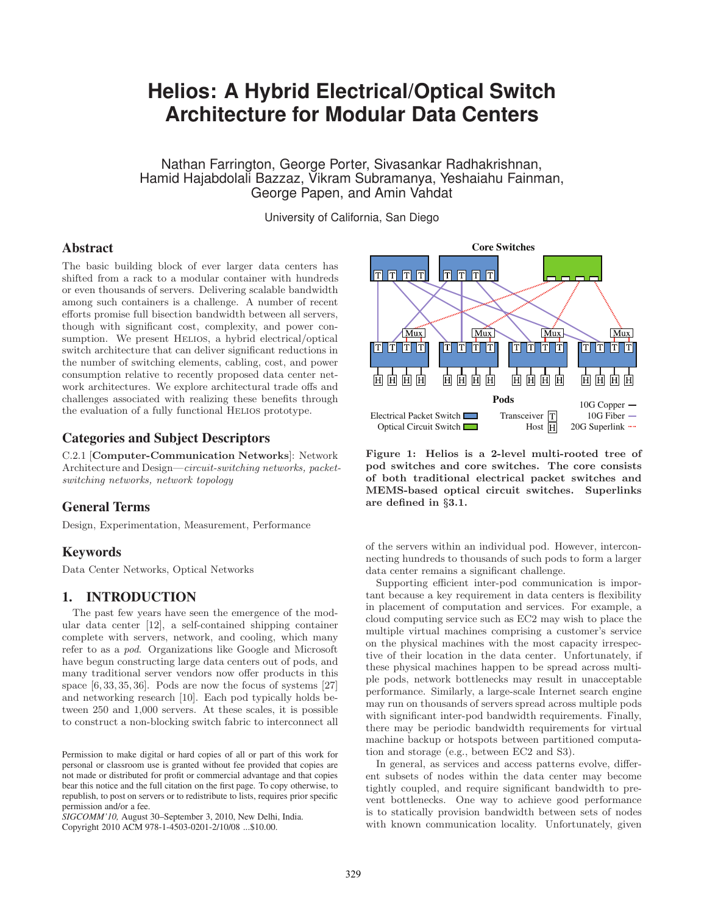# Helios: A Hybrid Electrical/Optical Switch Architecture for Modular Data Centers

Nathan Farrington, George Porter, Sivasankar Radhakrishnan, Hamid Hajabdolali Bazzaz, Vikram Subramanya, Yeshaiahu Fainman, George Papen, and Amin Vahdat

University of California, San Diego

## Abstract

The basic building block of ever larger data centers has shifted from a rack to a modular container with hundreds or even thousands of servers. Delivering scalable bandwidth among such containers is a challenge. A number of recent efforts promise full bisection bandwidth between all servers, though with significant cost, complexity, and power consumption. We present HELIOS, a hybrid electrical/optical switch architecture that can deliver significant reductions in the number of switching elements, cabling, cost, and power consumption relative to recently proposed data center network architectures. We explore architectural trade offs and challenges associated with realizing these benefits through the evaluation of a fully functional HELIOS prototype.

## Categories and Subject Descriptors

C.2.1 [**Computer-Communication Networks**]: Network Architecture and Design—*circuit-switching networks, packet-switching networks, network topology*

## General Terms

Design, Experimentation, Measurement, Performance

## Keywords

Data Center Networks, Optical Networks

## 1. INTRODUCTION

The past few years have seen the emergence of the modular data center [12], a self-contained shipping container complete with servers, network, and cooling, which many refer to as a *pod*. Organizations like Google and Microsoft have begun constructing large data centers out of pods, and many traditional server vendors now offer products in this space [6, 33, 35, 36]. Pods are now the focus of systems [27] and networking research [10]. Each pod typically holds between 250 and 1,000 servers. At these scales, it is possible to construct a non-blocking switch fabric to interconnect all of the servers within an individual pod. However, interconnecting hundreds to thousands of such pods to form a larger data center remains a significant challenge.

Supporting efficient inter-pod communication is important because a key requirement in data centers is flexibility in placement of computation and services. For example, a cloud computing service such as EC2 may wish to place the multiple virtual machines comprising a customer's service on the physical machines with the most capacity irrespective of their location in the data center. Unfortunately, if these physical machines happen to be spread across multiple pods, network bottlenecks may result in unacceptable performance. Similarly, a large-scale Internet search engine may run on thousands of servers spread across multiple pods with significant inter-pod bandwidth requirements. Finally, there may be periodic bandwidth requirements for virtual machine backup or hotspots between partitioned computation and storage (e.g., between EC2 and S3).

In general, as services and access patterns evolve, different subsets of nodes within the data center may become tightly coupled, and require significant bandwidth to prevent bottlenecks. One way to achieve good performance is to statically provision bandwidth between sets of nodes with known communication locality. Unfortunately, given

**Figure 1: Helios is a 2-level multi-rooted tree of pod switches and core switches. The core consists of both traditional electrical packet switches and MEMS-based optical circuit switches. Superlinks are defined in §3.1.**

Permission to make digital or hard copies of all or part of this work for personal or classroom use is granted without fee provided that copies are not made or distributed for profit or commercial advantage and that copies bear this notice and the full citation on the first page. To copy otherwise, to republish, to post on servers or to redistribute to lists, requires prior specific permission and/or a fee.
*SIGCOMM'10,* August 30–September 3, 2010, New Delhi, India.
Copyright 2010 ACM 978-1-4503-0201-2/10/08 ...$10.00.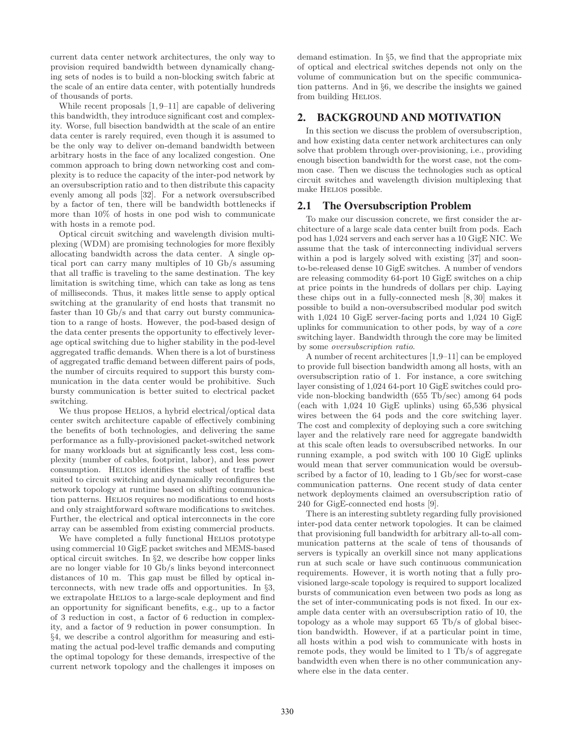current data center network architectures, the only way to provision required bandwidth between dynamically changing sets of nodes is to build a non-blocking switch fabric at the scale of an entire data center, with potentially hundreds of thousands of ports.

While recent proposals [1, 9–11] are capable of delivering this bandwidth, they introduce significant cost and complexity. Worse, full bisection bandwidth at the scale of an entire data center is rarely required, even though it is assumed to be the only way to deliver on-demand bandwidth between arbitrary hosts in the face of any localized congestion. One common approach to bring down networking cost and complexity is to reduce the capacity of the inter-pod network by an oversubscription ratio and to then distribute this capacity evenly among all pods [32]. For a network oversubscribed by a factor of ten, there will be bandwidth bottlenecks if more than 10% of hosts in one pod wish to communicate with hosts in a remote pod.

Optical circuit switching and wavelength division multiplexing (WDM) are promising technologies for more flexibly allocating bandwidth across the data center. A single optical port can carry many multiples of 10 Gb/s assuming that all traffic is traveling to the same destination. The key limitation is switching time, which can take as long as tens of milliseconds. Thus, it makes little sense to apply optical switching at the granularity of end hosts that transmit no faster than 10 Gb/s and that carry out bursty communication to a range of hosts. However, the pod-based design of the data center presents the opportunity to effectively leverage optical switching due to higher stability in the pod-level aggregated traffic demands. When there is a lot of burstiness of aggregated traffic demand between different pairs of pods, the number of circuits required to support this bursty communication in the data center would be prohibitive. Such bursty communication is better suited to electrical packet switching.

We thus propose Helios, a hybrid electrical/optical data center switch architecture capable of effectively combining the benefits of both technologies, and delivering the same performance as a fully-provisioned packet-switched network for many workloads but at significantly less cost, less complexity (number of cables, footprint, labor), and less power consumption. Helios identifies the subset of traffic best suited to circuit switching and dynamically reconfigures the network topology at runtime based on shifting communication patterns. Helios requires no modifications to end hosts and only straightforward software modifications to switches. Further, the electrical and optical interconnects in the core array can be assembled from existing commercial products.

We have completed a fully functional Helios prototype using commercial 10 GigE packet switches and MEMS-based optical circuit switches. In §2, we describe how copper links are no longer viable for 10 Gb/s links beyond interconnect distances of 10 m. This gap must be filled by optical interconnects, with new trade offs and opportunities. In §3, we extrapolate Helios to a large-scale deployment and find an opportunity for significant benefits, e.g., up to a factor of 3 reduction in cost, a factor of 6 reduction in complexity, and a factor of 9 reduction in power consumption. In §4, we describe a control algorithm for measuring and estimating the actual pod-level traffic demands and computing the optimal topology for these demands, irrespective of the current network topology and the challenges it imposes on demand estimation. In §5, we find that the appropriate mix of optical and electrical switches depends not only on the volume of communication but on the specific communication patterns. And in §6, we describe the insights we gained from building Helios.

## 2. BACKGROUND AND MOTIVATION

In this section we discuss the problem of oversubscription, and how existing data center network architectures can only solve that problem through over-provisioning, i.e., providing enough bisection bandwidth for the worst case, not the common case. Then we discuss the technologies such as optical circuit switches and wavelength division multiplexing that make Helios possible.

### 2.1 The Oversubscription Problem

To make our discussion concrete, we first consider the architecture of a large scale data center built from pods. Each pod has 1,024 servers and each server has a 10 GigE NIC. We assume that the task of interconnecting individual servers within a pod is largely solved with existing [37] and soon-to-be-released dense 10 GigE switches. A number of vendors are releasing commodity 64-port 10 GigE switches on a chip at price points in the hundreds of dollars per chip. Laying these chips out in a fully-connected mesh [8, 30] makes it possible to build a non-oversubscribed modular pod switch with 1,024 10 GigE server-facing ports and 1,024 10 GigE uplinks for communication to other pods, by way of a *core* switching layer. Bandwidth through the core may be limited by some *oversubscription ratio*.

A number of recent architectures [1,9–11] can be employed to provide full bisection bandwidth among all hosts, with an oversubscription ratio of 1. For instance, a core switching layer consisting of 1,024 64-port 10 GigE switches could provide non-blocking bandwidth (655 Tb/sec) among 64 pods (each with 1,024 10 GigE uplinks) using 65,536 physical wires between the 64 pods and the core switching layer. The cost and complexity of deploying such a core switching layer and the relatively rare need for aggregate bandwidth at this scale often leads to oversubscribed networks. In our running example, a pod switch with 100 10 GigE uplinks would mean that server communication would be oversubscribed by a factor of 10, leading to 1 Gb/sec for worst-case communication patterns. One recent study of data center network deployments claimed an oversubscription ratio of 240 for GigE-connected end hosts [9].

There is an interesting subtlety regarding fully provisioned inter-pod data center network topologies. It can be claimed that provisioning full bandwidth for arbitrary all-to-all communication patterns at the scale of tens of thousands of servers is typically an overkill since not many applications run at such scale or have such continuous communication requirements. However, it is worth noting that a fully provisioned large-scale topology is required to support localized bursts of communication even between two pods as long as the set of inter-communicating pods is not fixed. In our example data center with an oversubscription ratio of 10, the topology as a whole may support 65 Tb/s of global bisection bandwidth. However, if at a particular point in time, all hosts within a pod wish to communicate with hosts in remote pods, they would be limited to 1 Tb/s of aggregate bandwidth even when there is no other communication anywhere else in the data center.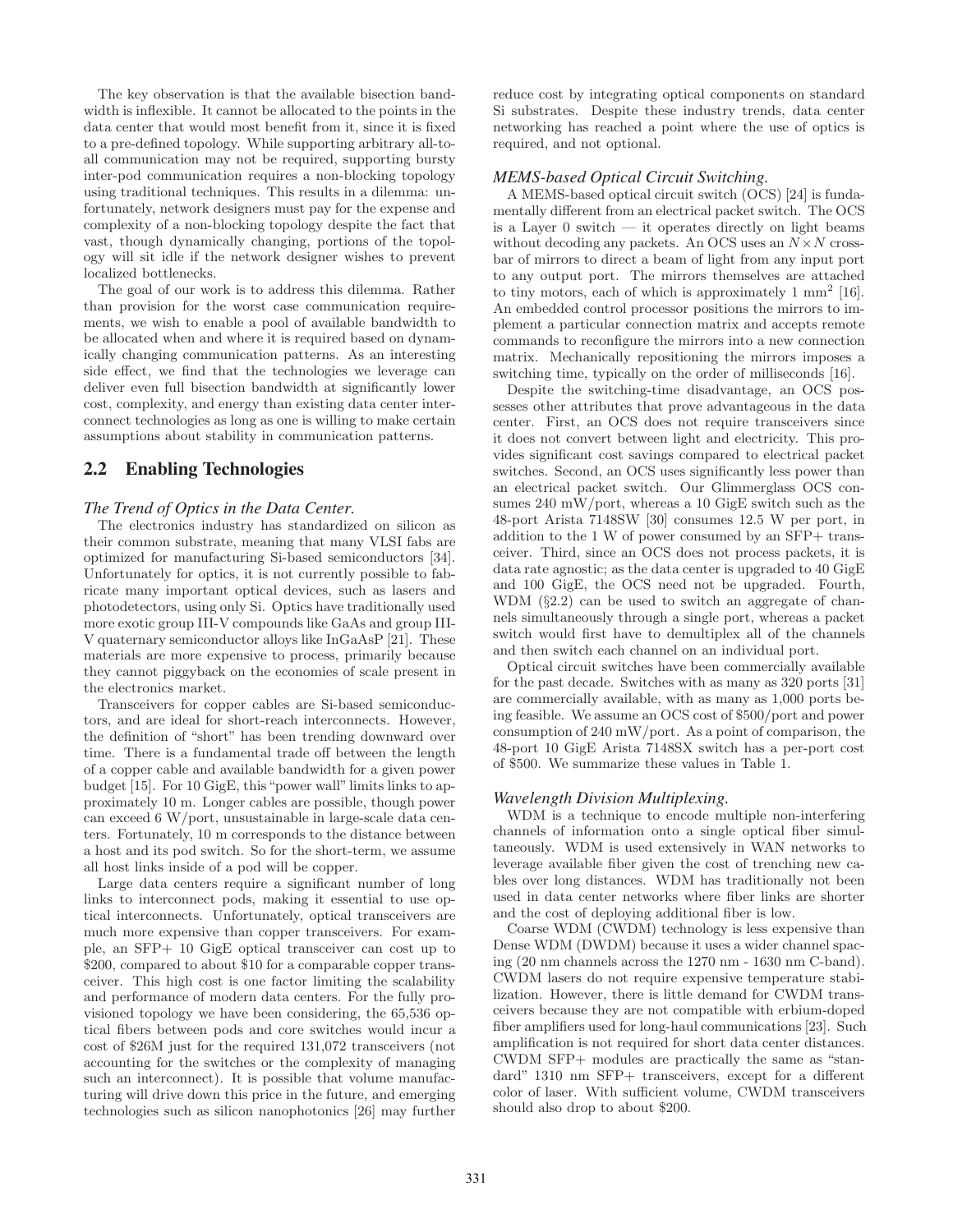The key observation is that the available bisection bandwidth is inflexible. It cannot be allocated to the points in the data center that would most benefit from it, since it is fixed to a pre-defined topology. While supporting arbitrary all-to-all communication may not be required, supporting bursty inter-pod communication requires a non-blocking topology using traditional techniques. This results in a dilemma: unfortunately, network designers must pay for the expense and complexity of a non-blocking topology despite the fact that vast, though dynamically changing, portions of the topology will sit idle if the network designer wishes to prevent localized bottlenecks.

The goal of our work is to address this dilemma. Rather than provision for the worst case communication requirements, we wish to enable a pool of available bandwidth to be allocated when and where it is required based on dynamically changing communication patterns. As an interesting side effect, we find that the technologies we leverage can deliver even full bisection bandwidth at significantly lower cost, complexity, and energy than existing data center interconnect technologies as long as one is willing to make certain assumptions about stability in communication patterns.

## 2.2 Enabling Technologies

### *The Trend of Optics in the Data Center.*

The electronics industry has standardized on silicon as their common substrate, meaning that many VLSI fabs are optimized for manufacturing Si-based semiconductors [34]. Unfortunately for optics, it is not currently possible to fabricate many important optical devices, such as lasers and photodetectors, using only Si. Optics have traditionally used more exotic group III-V compounds like GaAs and group III-V quaternary semiconductor alloys like InGaAsP [21]. These materials are more expensive to process, primarily because they cannot piggyback on the economies of scale present in the electronics market.

Transceivers for copper cables are Si-based semiconductors, and are ideal for short-reach interconnects. However, the definition of "short" has been trending downward over time. There is a fundamental trade off between the length of a copper cable and available bandwidth for a given power budget [15]. For 10 GigE, this "power wall" limits links to approximately 10 m. Longer cables are possible, though power can exceed 6 W/port, unsustainable in large-scale data centers. Fortunately, 10 m corresponds to the distance between a host and its pod switch. So for the short-term, we assume all host links inside of a pod will be copper.

Large data centers require a significant number of long links to interconnect pods, making it essential to use optical interconnects. Unfortunately, optical transceivers are much more expensive than copper transceivers. For example, an SFP+ 10 GigE optical transceiver can cost up to \$200, compared to about \$10 for a comparable copper transceiver. This high cost is one factor limiting the scalability and performance of modern data centers. For the fully provisioned topology we have been considering, the 65,536 optical fibers between pods and core switches would incur a cost of \$26M just for the required 131,072 transceivers (not accounting for the switches or the complexity of managing such an interconnect). It is possible that volume manufacturing will drive down this price in the future, and emerging technologies such as silicon nanophotonics [26] may further reduce cost by integrating optical components on standard Si substrates. Despite these industry trends, data center networking has reached a point where the use of optics is required, and not optional.

### *MEMS-based Optical Circuit Switching.*

A MEMS-based optical circuit switch (OCS) [24] is fundamentally different from an electrical packet switch. The OCS is a Layer 0 switch — it operates directly on light beams without decoding any packets. An OCS uses an $N \times N$ crossbar of mirrors to direct a beam of light from any input port to any output port. The mirrors themselves are attached to tiny motors, each of which is approximately 1 $\text{mm}^2$ [16]. An embedded control processor positions the mirrors to implement a particular connection matrix and accepts remote commands to reconfigure the mirrors into a new connection matrix. Mechanically repositioning the mirrors imposes a switching time, typically on the order of milliseconds [16].

Despite the switching-time disadvantage, an OCS possesses other attributes that prove advantageous in the data center. First, an OCS does not require transceivers since it does not convert between light and electricity. This provides significant cost savings compared to electrical packet switches. Second, an OCS uses significantly less power than an electrical packet switch. Our Glimmerglass OCS consumes 240 mW/port, whereas a 10 GigE switch such as the 48-port Arista 7148SW [30] consumes 12.5 W per port, in addition to the 1 W of power consumed by an SFP+ transceiver. Third, since an OCS does not process packets, it is data rate agnostic; as the data center is upgraded to 40 GigE and 100 GigE, the OCS need not be upgraded. Fourth, WDM (§2.2) can be used to switch an aggregate of channels simultaneously through a single port, whereas a packet switch would first have to demultiplex all of the channels and then switch each channel on an individual port.

Optical circuit switches have been commercially available for the past decade. Switches with as many as 320 ports [31] are commercially available, with as many as 1,000 ports being feasible. We assume an OCS cost of \$500/port and power consumption of 240 mW/port. As a point of comparison, the 48-port 10 GigE Arista 7148SX switch has a per-port cost of \$500. We summarize these values in Table 1.

### *Wavelength Division Multiplexing.*

WDM is a technique to encode multiple non-interfering channels of information onto a single optical fiber simultaneously. WDM is used extensively in WAN networks to leverage available fiber given the cost of trenching new cables over long distances. WDM has traditionally not been used in data center networks where fiber links are shorter and the cost of deploying additional fiber is low.

Coarse WDM (CWDM) technology is less expensive than Dense WDM (DWDM) because it uses a wider channel spacing (20 nm channels across the 1270 nm - 1630 nm C-band). CWDM lasers do not require expensive temperature stabilization. However, there is little demand for CWDM transceivers because they are not compatible with erbium-doped fiber amplifiers used for long-haul communications [23]. Such amplification is not required for short data center distances. CWDM SFP+ modules are practically the same as "standard" 1310 nm SFP+ transceivers, except for a different color of laser. With sufficient volume, CWDM transceivers should also drop to about \$200.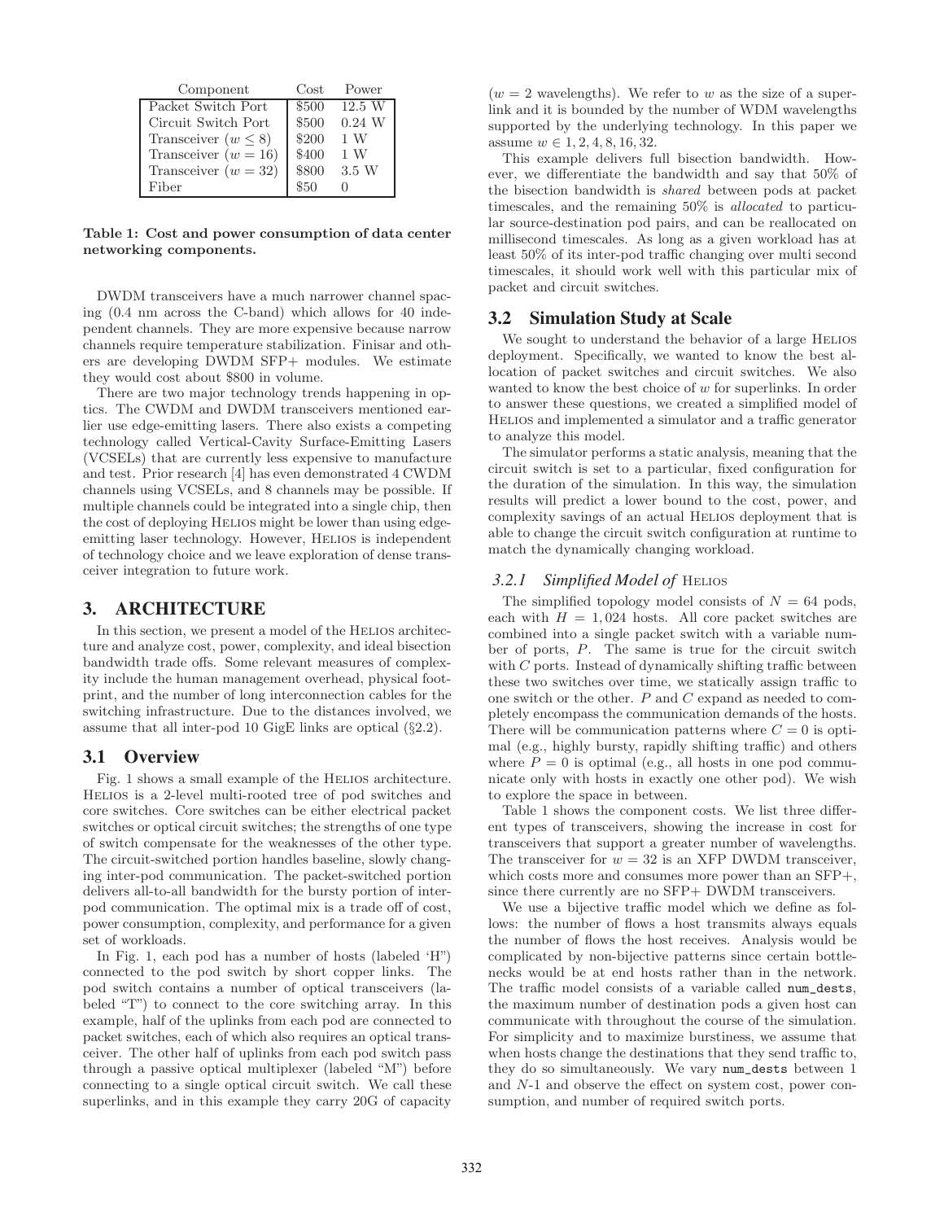| Component | Cost | Power |
| --- | --- | --- |
| Packet Switch Port | \$500 | 12.5 W |
| Circuit Switch Port | \$500 | 0.24 W |
| Transceiver ($w \leq 8$) | \$200 | 1 W |
| Transceiver ($w = 16$) | \$400 | 1 W |
| Transceiver ($w = 32$) | \$800 | 3.5 W |
| Fiber | \$50 | 0 |

**Table 1: Cost and power consumption of data center networking components.**

DWDM transceivers have a much narrower channel spacing (0.4 nm across the C-band) which allows for 40 independent channels. They are more expensive because narrow channels require temperature stabilization. Finisar and others are developing DWDM SFP+ modules. We estimate they would cost about \$800 in volume.

There are two major technology trends happening in optics. The CWDM and DWDM transceivers mentioned earlier use edge-emitting lasers. There also exists a competing technology called Vertical-Cavity Surface-Emitting Lasers (VCSELs) that are currently less expensive to manufacture and test. Prior research [4] has even demonstrated 4 CWDM channels using VCSELs, and 8 channels may be possible. If multiple channels could be integrated into a single chip, then the cost of deploying Helios might be lower than using edge-emitting laser technology. However, Helios is independent of technology choice and we leave exploration of dense transceiver integration to future work.

## 3. ARCHITECTURE

In this section, we present a model of the Helios architecture and analyze cost, power, complexity, and ideal bisection bandwidth trade offs. Some relevant measures of complexity include the human management overhead, physical footprint, and the number of long interconnection cables for the switching infrastructure. Due to the distances involved, we assume that all inter-pod 10 GigE links are optical (§2.2).

### 3.1 Overview

Fig. 1 shows a small example of the Helios architecture. Helios is a 2-level multi-rooted tree of pod switches and core switches. Core switches can be either electrical packet switches or optical circuit switches; the strengths of one type of switch compensate for the weaknesses of the other type. The circuit-switched portion handles baseline, slowly changing inter-pod communication. The packet-switched portion delivers all-to-all bandwidth for the bursty portion of inter-pod communication. The optimal mix is a trade off of cost, power consumption, complexity, and performance for a given set of workloads.

In Fig. 1, each pod has a number of hosts (labeled 'H') connected to the pod switch by short copper links. The pod switch contains a number of optical transceivers (labeled "T") to connect to the core switching array. In this example, half of the uplinks from each pod are connected to packet switches, each of which also requires an optical transceiver. The other half of uplinks from each pod switch pass through a passive optical multiplexer (labeled "M") before connecting to a single optical circuit switch. We call these superlinks, and in this example they carry 20G of capacity ($w = 2$ wavelengths). We refer to $w$ as the size of a superlink and it is bounded by the number of WDM wavelengths supported by the underlying technology. In this paper we assume $w \in 1, 2, 4, 8, 16, 32$.

This example delivers full bisection bandwidth. However, we differentiate the bandwidth and say that 50% of the bisection bandwidth is *shared* between pods at packet timescales, and the remaining 50% is *allocated* to particular source-destination pod pairs, and can be reallocated on millisecond timescales. As long as a given workload has at least 50% of its inter-pod traffic changing over multi second timescales, it should work well with this particular mix of packet and circuit switches.

### 3.2 Simulation Study at Scale

We sought to understand the behavior of a large Helios deployment. Specifically, we wanted to know the best allocation of packet switches and circuit switches. We also wanted to know the best choice of $w$ for superlinks. In order to answer these questions, we created a simplified model of Helios and implemented a simulator and a traffic generator to analyze this model.

The simulator performs a static analysis, meaning that the circuit switch is set to a particular, fixed configuration for the duration of the simulation. In this way, the simulation results will predict a lower bound to the cost, power, and complexity savings of an actual Helios deployment that is able to change the circuit switch configuration at runtime to match the dynamically changing workload.

#### 3.2.1 *Simplified Model of* Helios

The simplified topology model consists of $N = 64$ pods, each with $H = 1,024$ hosts. All core packet switches are combined into a single packet switch with a variable number of ports, $P$. The same is true for the circuit switch with $C$ ports. Instead of dynamically shifting traffic between these two switches over time, we statically assign traffic to one switch or the other. $P$ and $C$ expand as needed to completely encompass the communication demands of the hosts. There will be communication patterns where $C = 0$ is optimal (e.g., highly bursty, rapidly shifting traffic) and others where $P = 0$ is optimal (e.g., all hosts in one pod communicate only with hosts in exactly one other pod). We wish to explore the space in between.

Table 1 shows the component costs. We list three different types of transceivers, showing the increase in cost for transceivers that support a greater number of wavelengths. The transceiver for $w = 32$ is an XFP DWDM transceiver, which costs more and consumes more power than an SFP+, since there currently are no SFP+ DWDM transceivers.

We use a bijective traffic model which we define as follows: the number of flows a host transmits always equals the number of flows the host receives. Analysis would be complicated by non-bijective patterns since certain bottlenecks would be at end hosts rather than in the network. The traffic model consists of a variable called `num_dests`, the maximum number of destination pods a given host can communicate with throughout the course of the simulation. For simplicity and to maximize burstiness, we assume that when hosts change the destinations that they send traffic to, they do so simultaneously. We vary `num_dests` between 1 and $N$-1 and observe the effect on system cost, power consumption, and number of required switch ports.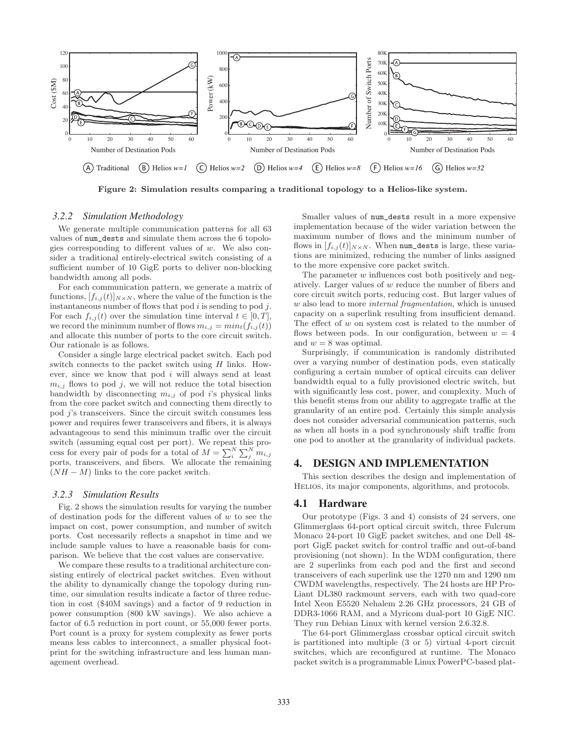Figure 2: Simulation results comparing a traditional topology to a Helios-like system.

### 3.2.2 Simulation Methodology

We generate multiple communication patterns for all 63 values of num_dests and simulate them across the 6 topologies corresponding to different values of $w$. We also consider a traditional entirely-electrical switch consisting of a sufficient number of 10 GigE ports to deliver non-blocking bandwidth among all pods.

For each communication pattern, we generate a matrix of functions, $[f_{i,j}(t)]_{N \times N}$, where the value of the function is the instantaneous number of flows that pod $i$ is sending to pod $j$. For each $f_{i,j}(t)$ over the simulation time interval $t \in [0, T]$, we record the minimum number of flows $m_{i,j} = min_t(f_{i,j}(t))$ and allocate this number of ports to the core circuit switch. Our rationale is as follows.

Consider a single large electrical packet switch. Each pod switch connects to the packet switch using $H$ links. However, since we know that pod $i$ will always send at least $m_{i,j}$ flows to pod $j$, we will not reduce the total bisection bandwidth by disconnecting $m_{i,j}$ of pod $i$'s physical links from the core packet switch and connecting them directly to pod $j$'s transceivers. Since the circuit switch consumes less power and requires fewer transceivers and fibers, it is always advantageous to send this minimum traffic over the circuit switch (assuming equal cost per port). We repeat this process for every pair of pods for a total of $M = \sum_i^N \sum_j^N m_{i,j}$ ports, transceivers, and fibers. We allocate the remaining $(NH - M)$ links to the core packet switch.

### 3.2.3 Simulation Results

Fig. 2 shows the simulation results for varying the number of destination pods for the different values of $w$ to see the impact on cost, power consumption, and number of switch ports. Cost necessarily reflects a snapshot in time and we include sample values to have a reasonable basis for comparison. We believe that the cost values are conservative.

We compare these results to a traditional architecture consisting entirely of electrical packet switches. Even without the ability to dynamically change the topology during runtime, our simulation results indicate a factor of three reduction in cost (\$40M savings) and a factor of 9 reduction in power consumption (800 kW savings). We also achieve a factor of 6.5 reduction in port count, or 55,000 fewer ports. Port count is a proxy for system complexity as fewer ports means less cables to interconnect, a smaller physical footprint for the switching infrastructure and less human management overhead.

Smaller values of num_dests result in a more expensive implementation because of the wider variation between the maximum number of flows and the minimum number of flows in $[f_{i,j}(t)]_{N \times N}$. When num_dests is large, these variations are minimized, reducing the number of links assigned to the more expensive core packet switch.

The parameter $w$ influences cost both positively and negatively. Larger values of $w$ reduce the number of fibers and core circuit switch ports, reducing cost. But larger values of $w$ also lead to more *internal fragmentation*, which is unused capacity on a superlink resulting from insufficient demand. The effect of $w$ on system cost is related to the number of flows between pods. In our configuration, between $w = 4$ and $w = 8$ was optimal.

Surprisingly, if communication is randomly distributed over a varying number of destination pods, even statically configuring a certain number of optical circuits can deliver bandwidth equal to a fully provisioned electric switch, but with significantly less cost, power, and complexity. Much of this benefit stems from our ability to aggregate traffic at the granularity of an entire pod. Certainly this simple analysis does not consider adversarial communication patterns, such as when all hosts in a pod synchronously shift traffic from one pod to another at the granularity of individual packets.

## 4. DESIGN AND IMPLEMENTATION

This section describes the design and implementation of Helios, its major components, algorithms, and protocols.

### 4.1 Hardware

Our prototype (Figs. 3 and 4) consists of 24 servers, one Glimmerglass 64-port optical circuit switch, three Fulcrum Monaco 24-port 10 GigE packet switches, and one Dell 48-port GigE packet switch for control traffic and out-of-band provisioning (not shown). In the WDM configuration, there are 2 superlinks from each pod and the first and second transceivers of each superlink use the 1270 nm and 1290 nm CWDM wavelengths, respectively. The 24 hosts are HP ProLiant DL380 rackmount servers, each with two quad-core Intel Xeon E5520 Nehalem 2.26 GHz processors, 24 GB of DDR3-1066 RAM, and a Myricom dual-port 10 GigE NIC. They run Debian Linux with kernel version 2.6.32.8.

The 64-port Glimmerglass crossbar optical circuit switch is partitioned into multiple (3 or 5) virtual 4-port circuit switches, which are reconfigured at runtime. The Monaco packet switch is a programmable Linux PowerPC-based plat-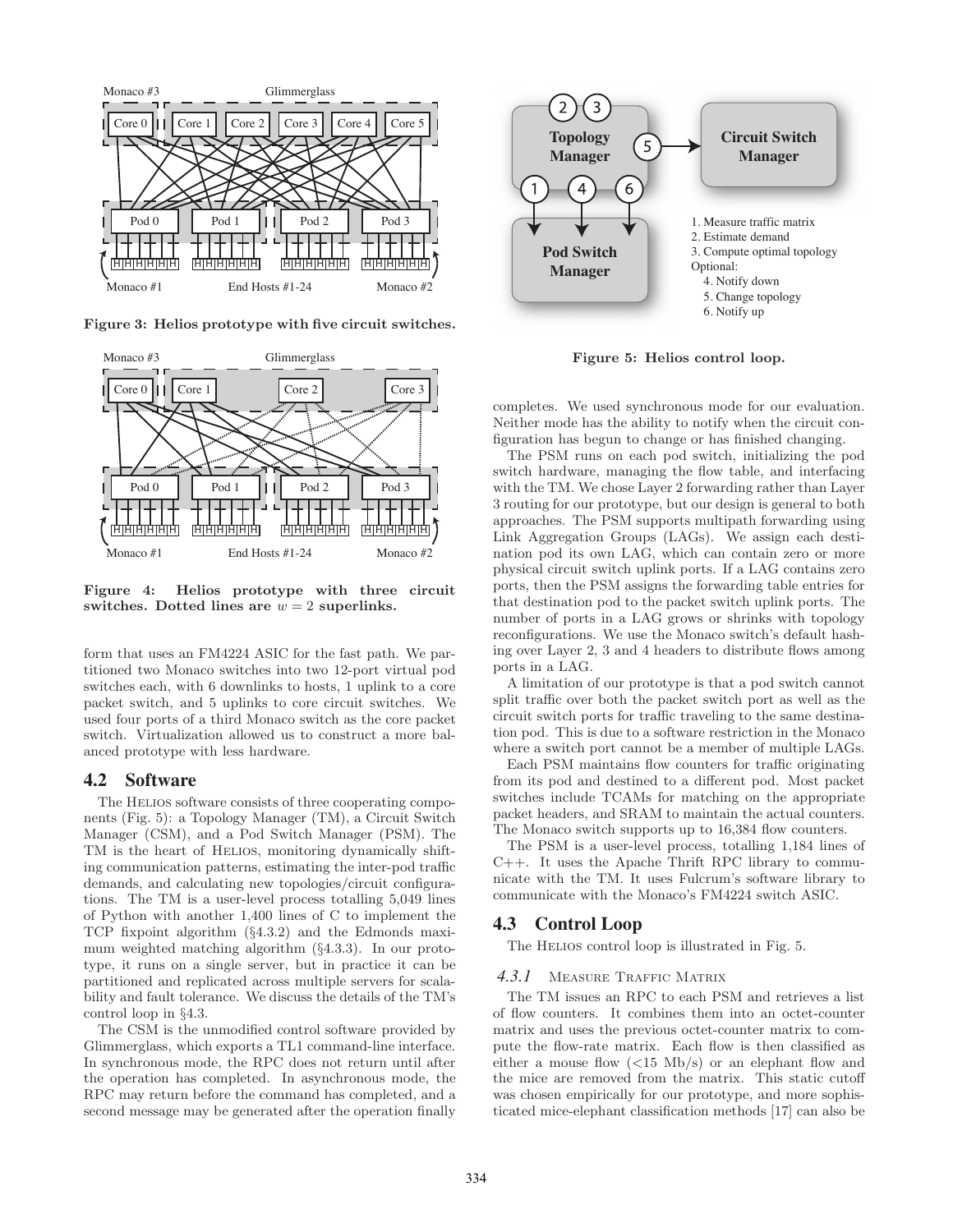Figure 3: Helios prototype with five circuit switches.

Figure 4: Helios prototype with three circuit switches. Dotted lines are $w = 2$ superlinks.

form that uses an FM4224 ASIC for the fast path. We partitioned two Monaco switches into two 12-port virtual pod switches each, with 6 downlinks to hosts, 1 uplink to a core packet switch, and 5 uplinks to core circuit switches. We used four ports of a third Monaco switch as the core packet switch. Virtualization allowed us to construct a more balanced prototype with less hardware.

## 4.2 Software

The Helios software consists of three cooperating components (Fig. 5): a Topology Manager (TM), a Circuit Switch Manager (CSM), and a Pod Switch Manager (PSM). The TM is the heart of Helios, monitoring dynamically shifting communication patterns, estimating the inter-pod traffic demands, and calculating new topologies/circuit configurations. The TM is a user-level process totalling 5,049 lines of Python with another 1,400 lines of C to implement the TCP fixpoint algorithm (§4.3.2) and the Edmonds maximum weighted matching algorithm (§4.3.3). In our prototype, it runs on a single server, but in practice it can be partitioned and replicated across multiple servers for scalability and fault tolerance. We discuss the details of the TM's control loop in §4.3.

The CSM is the unmodified control software provided by Glimmerglass, which exports a TL1 command-line interface. In synchronous mode, the RPC does not return until after the operation has completed. In asynchronous mode, the RPC may return before the command has completed, and a second message may be generated after the operation finally completes. We used synchronous mode for our evaluation. Neither mode has the ability to notify when the circuit configuration has begun to change or has finished changing.

Figure 5: Helios control loop.

The PSM runs on each pod switch, initializing the pod switch hardware, managing the flow table, and interfacing with the TM. We chose Layer 2 forwarding rather than Layer 3 routing for our prototype, but our design is general to both approaches. The PSM supports multipath forwarding using Link Aggregation Groups (LAGs). We assign each destination pod its own LAG, which can contain zero or more physical circuit switch uplink ports. If a LAG contains zero ports, then the PSM assigns the forwarding table entries for that destination pod to the packet switch uplink ports. The number of ports in a LAG grows or shrinks with topology reconfigurations. We use the Monaco switch's default hashing over Layer 2, 3 and 4 headers to distribute flows among ports in a LAG.

A limitation of our prototype is that a pod switch cannot split traffic over both the packet switch port as well as the circuit switch ports for traffic traveling to the same destination pod. This is due to a software restriction in the Monaco where a switch port cannot be a member of multiple LAGs.

Each PSM maintains flow counters for traffic originating from its pod and destined to a different pod. Most packet switches include TCAMs for matching on the appropriate packet headers, and SRAM to maintain the actual counters. The Monaco switch supports up to 16,384 flow counters.

The PSM is a user-level process, totalling 1,184 lines of C++. It uses the Apache Thrift RPC library to communicate with the TM. It uses Fulcrum's software library to communicate with the Monaco's FM4224 switch ASIC.

## 4.3 Control Loop

The Helios control loop is illustrated in Fig. 5.

### 4.3.1 Measure Traffic Matrix

The TM issues an RPC to each PSM and retrieves a list of flow counters. It combines them into an octet-counter matrix and uses the previous octet-counter matrix to compute the flow-rate matrix. Each flow is then classified as either a mouse flow (<15 Mb/s) or an elephant flow and the mice are removed from the matrix. This static cutoff was chosen empirically for our prototype, and more sophisticated mice-elephant classification methods [17] can also be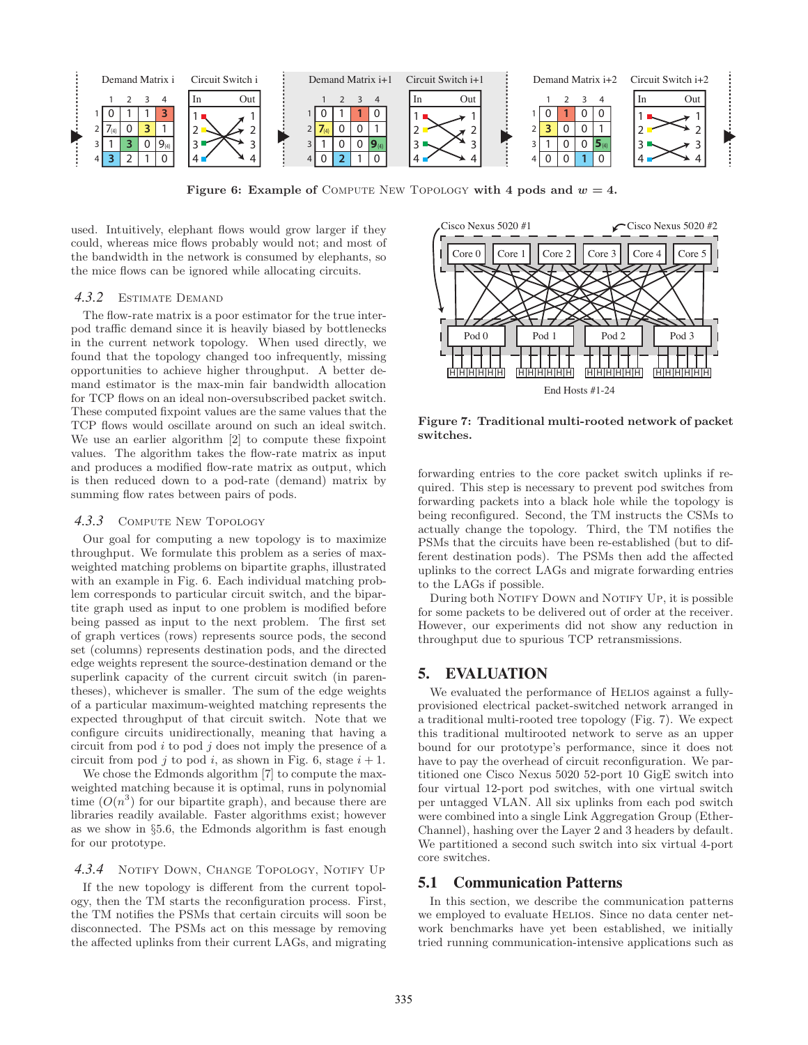Figure 6: Example of Compute New Topology with 4 pods and $w = 4$.

Figure 7: Traditional multi-rooted network of packet switches.

used. Intuitively, elephant flows would grow larger if they could, whereas mice flows probably would not; and most of the bandwidth in the network is consumed by elephants, so the mice flows can be ignored while allocating circuits.

#### 4.3.2 Estimate Demand

The flow-rate matrix is a poor estimator for the true inter-pod traffic demand since it is heavily biased by bottlenecks in the current network topology. When used directly, we found that the topology changed too infrequently, missing opportunities to achieve higher throughput. A better demand estimator is the max-min fair bandwidth allocation for TCP flows on an ideal non-oversubscribed packet switch. These computed fixpoint values are the same values that the TCP flows would oscillate around on such an ideal switch. We use an earlier algorithm [2] to compute these fixpoint values. The algorithm takes the flow-rate matrix as input and produces a modified flow-rate matrix as output, which is then reduced down to a pod-rate (demand) matrix by summing flow rates between pairs of pods.

#### 4.3.3 Compute New Topology

Our goal for computing a new topology is to maximize throughput. We formulate this problem as a series of max-weighted matching problems on bipartite graphs, illustrated with an example in Fig. 6. Each individual matching problem corresponds to particular circuit switch, and the bipartite graph used as input to one problem is modified before being passed as input to the next problem. The first set of graph vertices (rows) represents source pods, the second set (columns) represents destination pods, and the directed edge weights represent the source-destination demand or the superlink capacity of the current circuit switch (in parentheses), whichever is smaller. The sum of the edge weights of a particular maximum-weighted matching represents the expected throughput of that circuit switch. Note that we configure circuits unidirectionally, meaning that having a circuit from pod $i$ to pod $j$ does not imply the presence of a circuit from pod $j$ to pod $i$, as shown in Fig. 6, stage $i + 1$.

We chose the Edmonds algorithm [7] to compute the max-weighted matching because it is optimal, runs in polynomial time ($O(n^3)$ for our bipartite graph), and because there are libraries readily available. Faster algorithms exist; however as we show in §5.6, the Edmonds algorithm is fast enough for our prototype.

#### 4.3.4 Notify Down, Change Topology, Notify Up

If the new topology is different from the current topology, then the TM starts the reconfiguration process. First, the TM notifies the PSMs that certain circuits will soon be disconnected. The PSMs act on this message by removing the affected uplinks from their current LAGs, and migrating forwarding entries to the core packet switch uplinks if required. This step is necessary to prevent pod switches from forwarding packets into a black hole while the topology is being reconfigured. Second, the TM instructs the CSMs to actually change the topology. Third, the TM notifies the PSMs that the circuits have been re-established (but to different destination pods). The PSMs then add the affected uplinks to the correct LAGs and migrate forwarding entries to the LAGs if possible.

During both Notify Down and Notify Up, it is possible for some packets to be delivered out of order at the receiver. However, our experiments did not show any reduction in throughput due to spurious TCP retransmissions.

## 5. EVALUATION

We evaluated the performance of Helios against a fully-provisioned electrical packet-switched network arranged in a traditional multi-rooted tree topology (Fig. 7). We expect this traditional multirooted network to serve as an upper bound for our prototype's performance, since it does not have to pay the overhead of circuit reconfiguration. We partitioned one Cisco Nexus 5020 52-port 10 GigE switch into four virtual 12-port pod switches, with one virtual switch per untagged VLAN. All six uplinks from each pod switch were combined into a single Link Aggregation Group (EtherChannel), hashing over the Layer 2 and 3 headers by default. We partitioned a second such switch into six virtual 4-port core switches.

### 5.1 Communication Patterns

In this section, we describe the communication patterns we employed to evaluate Helios. Since no data center network benchmarks have yet been established, we initially tried running communication-intensive applications such as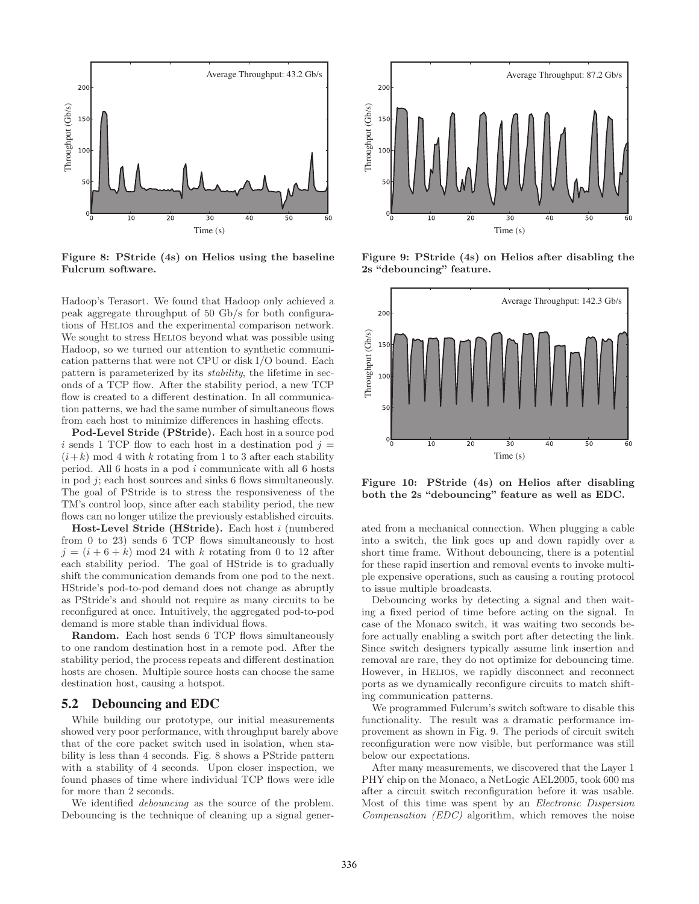Figure 8: PStride (4s) on Helios using the baseline Fulcrum software.

Figure 9: PStride (4s) on Helios after disabling the 2s "debouncing" feature.

Figure 10: PStride (4s) on Helios after disabling both the 2s "debouncing" feature as well as EDC.

Hadoop's Terasort. We found that Hadoop only achieved a peak aggregate throughput of 50 Gb/s for both configurations of Helios and the experimental comparison network. We sought to stress Helios beyond what was possible using Hadoop, so we turned our attention to synthetic communication patterns that were not CPU or disk I/O bound. Each pattern is parameterized by its *stability*, the lifetime in seconds of a TCP flow. After the stability period, a new TCP flow is created to a different destination. In all communication patterns, we had the same number of simultaneous flows from each host to minimize differences in hashing effects.

**Pod-Level Stride (PStride).** Each host in a source pod $i$ sends 1 TCP flow to each host in a destination pod $j = (i+k) \bmod 4$ with $k$ rotating from 1 to 3 after each stability period. All 6 hosts in a pod $i$ communicate with all 6 hosts in pod $j$; each host sources and sinks 6 flows simultaneously. The goal of PStride is to stress the responsiveness of the TM's control loop, since after each stability period, the new flows can no longer utilize the previously established circuits.

**Host-Level Stride (HStride).** Each host $i$ (numbered from 0 to 23) sends 6 TCP flows simultaneously to host $j = (i + 6 + k) \bmod 24$ with $k$ rotating from 0 to 12 after each stability period. The goal of HStride is to gradually shift the communication demands from one pod to the next. HStride's pod-to-pod demand does not change as abruptly as PStride's and should not require as many circuits to be reconfigured at once. Intuitively, the aggregated pod-to-pod demand is more stable than individual flows.

**Random.** Each host sends 6 TCP flows simultaneously to one random destination host in a remote pod. After the stability period, the process repeats and different destination hosts are chosen. Multiple source hosts can choose the same destination host, causing a hotspot.

## 5.2 Debouncing and EDC

While building our prototype, our initial measurements showed very poor performance, with throughput barely above that of the core packet switch used in isolation, when stability is less than 4 seconds. Fig. 8 shows a PStride pattern with a stability of 4 seconds. Upon closer inspection, we found phases of time where individual TCP flows were idle for more than 2 seconds.

We identified *debouncing* as the source of the problem. Debouncing is the technique of cleaning up a signal generated from a mechanical connection. When plugging a cable into a switch, the link goes up and down rapidly over a short time frame. Without debouncing, there is a potential for these rapid insertion and removal events to invoke multiple expensive operations, such as causing a routing protocol to issue multiple broadcasts.

Debouncing works by detecting a signal and then waiting a fixed period of time before acting on the signal. In case of the Monaco switch, it was waiting two seconds before actually enabling a switch port after detecting the link. Since switch designers typically assume link insertion and removal are rare, they do not optimize for debouncing time. However, in Helios, we rapidly disconnect and reconnect ports as we dynamically reconfigure circuits to match shifting communication patterns.

We programmed Fulcrum's switch software to disable this functionality. The result was a dramatic performance improvement as shown in Fig. 9. The periods of circuit switch reconfiguration were now visible, but performance was still below our expectations.

After many measurements, we discovered that the Layer 1 PHY chip on the Monaco, a NetLogic AEL2005, took 600 ms after a circuit switch reconfiguration before it was usable. Most of this time was spent by an *Electronic Dispersion Compensation (EDC)* algorithm, which removes the noise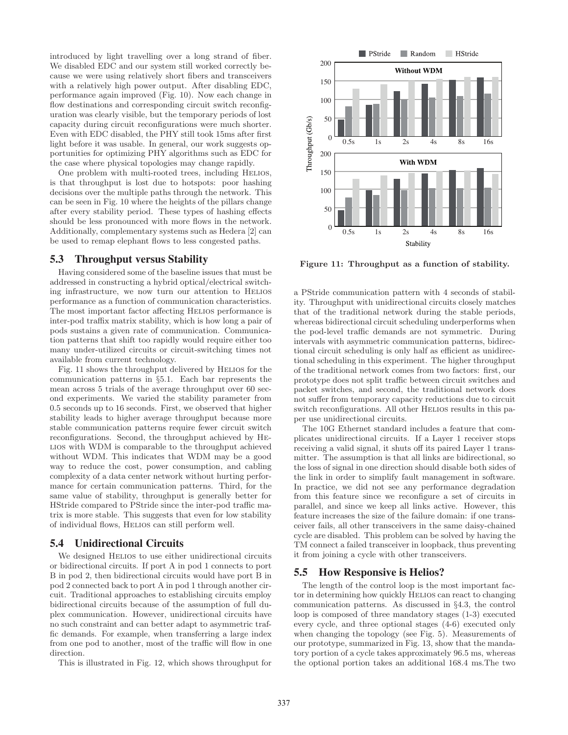introduced by light travelling over a long strand of fiber. We disabled EDC and our system still worked correctly because we were using relatively short fibers and transceivers with a relatively high power output. After disabling EDC, performance again improved (Fig. 10). Now each change in flow destinations and corresponding circuit switch reconfiguration was clearly visible, but the temporary periods of lost capacity during circuit reconfigurations were much shorter. Even with EDC disabled, the PHY still took 15ms after first light before it was usable. In general, our work suggests opportunities for optimizing PHY algorithms such as EDC for the case where physical topologies may change rapidly.

One problem with multi-rooted trees, including Helios, is that throughput is lost due to hotspots: poor hashing decisions over the multiple paths through the network. This can be seen in Fig. 10 where the heights of the pillars change after every stability period. These types of hashing effects should be less pronounced with more flows in the network. Additionally, complementary systems such as Hedera [2] can be used to remap elephant flows to less congested paths.

## 5.3 Throughput versus Stability

Having considered some of the baseline issues that must be addressed in constructing a hybrid optical/electrical switching infrastructure, we now turn our attention to Helios performance as a function of communication characteristics. The most important factor affecting Helios performance is inter-pod traffix matrix stability, which is how long a pair of pods sustains a given rate of communication. Communication patterns that shift too rapidly would require either too many under-utilized circuits or circuit-switching times not available from current technology.

Fig. 11 shows the throughput delivered by Helios for the communication patterns in §5.1. Each bar represents the mean across 5 trials of the average throughput over 60 second experiments. We varied the stability parameter from 0.5 seconds up to 16 seconds. First, we observed that higher stability leads to higher average throughput because more stable communication patterns require fewer circuit switch reconfigurations. Second, the throughput achieved by Helios with WDM is comparable to the throughput achieved without WDM. This indicates that WDM may be a good way to reduce the cost, power consumption, and cabling complexity of a data center network without hurting performance for certain communication patterns. Third, for the same value of stability, throughput is generally better for HStride compared to PStride since the inter-pod traffic matrix is more stable. This suggests that even for low stability of individual flows, Helios can still perform well.

Figure 11: Throughput as a function of stability.

## 5.4 Unidirectional Circuits

We designed Helios to use either unidirectional circuits or bidirectional circuits. If port A in pod 1 connects to port B in pod 2, then bidirectional circuits would have port B in pod 2 connected back to port A in pod 1 through another circuit. Traditional approaches to establishing circuits employ bidirectional circuits because of the assumption of full duplex communication. However, unidirectional circuits have no such constraint and can better adapt to asymmetric traffic demands. For example, when transferring a large index from one pod to another, most of the traffic will flow in one direction.

This is illustrated in Fig. 12, which shows throughput for a PStride communication pattern with 4 seconds of stability. Throughput with unidirectional circuits closely matches that of the traditional network during the stable periods, whereas bidirectional circuit scheduling underperforms when the pod-level traffic demands are not symmetric. During intervals with asymmetric communication patterns, bidirectional circuit scheduling is only half as efficient as unidirectional scheduling in this experiment. The higher throughput of the traditional network comes from two factors: first, our prototype does not split traffic between circuit switches and packet switches, and second, the traditional network does not suffer from temporary capacity reductions due to circuit switch reconfigurations. All other Helios results in this paper use unidirectional circuits.

The 10G Ethernet standard includes a feature that complicates unidirectional circuits. If a Layer 1 receiver stops receiving a valid signal, it shuts off its paired Layer 1 transmitter. The assumption is that all links are bidirectional, so the loss of signal in one direction should disable both sides of the link in order to simplify fault management in software. In practice, we did not see any performance degradation from this feature since we reconfigure a set of circuits in parallel, and since we keep all links active. However, this feature increases the size of the failure domain: if one transceiver fails, all other transceivers in the same daisy-chained cycle are disabled. This problem can be solved by having the TM connect a failed transceiver in loopback, thus preventing it from joining a cycle with other transceivers.

## 5.5 How Responsive is Helios?

The length of the control loop is the most important factor in determining how quickly Helios can react to changing communication patterns. As discussed in §4.3, the control loop is composed of three mandatory stages (1-3) executed every cycle, and three optional stages (4-6) executed only when changing the topology (see Fig. 5). Measurements of our prototype, summarized in Fig. 13, show that the mandatory portion of a cycle takes approximately 96.5 ms, whereas the optional portion takes an additional 168.4 ms.The two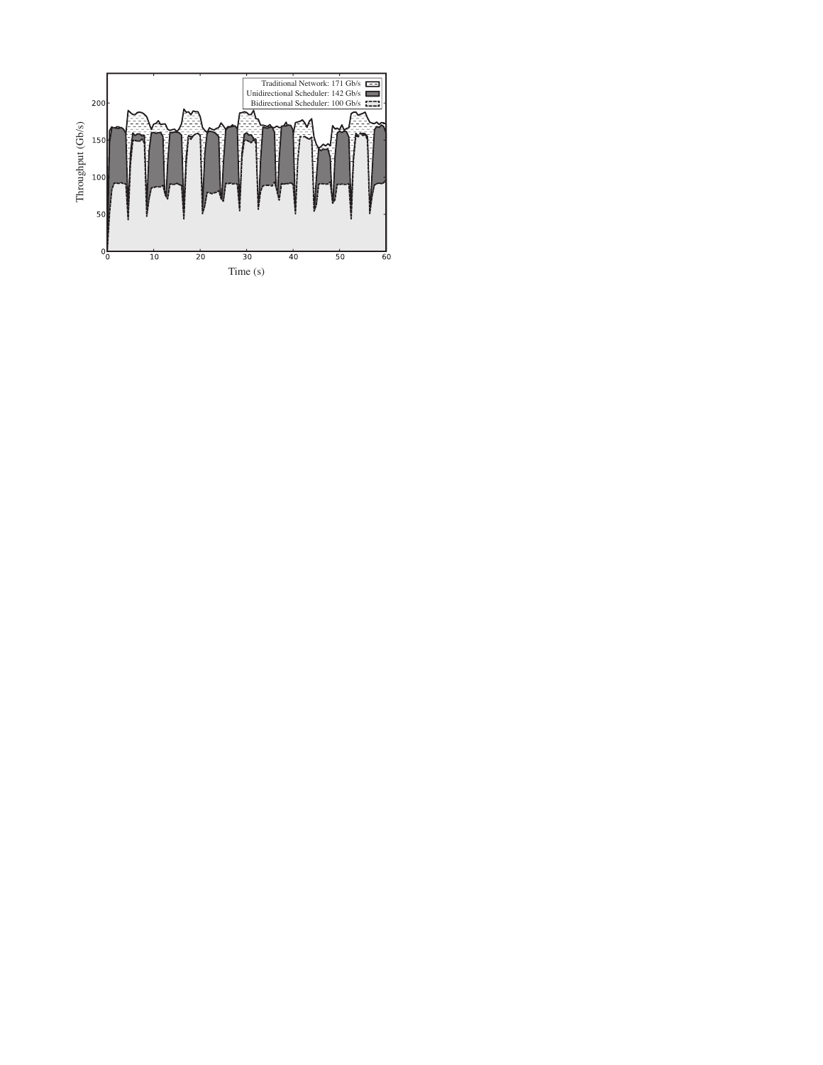Traditional Network: 171 Gb/s
Unidirectional Scheduler: 142 Gb/s
Bidirectional Scheduler: 100 Gb/s

Throughput (Gb/s)

0
50
100
150
200

0
10
20
30
40
50
60

Time (s)